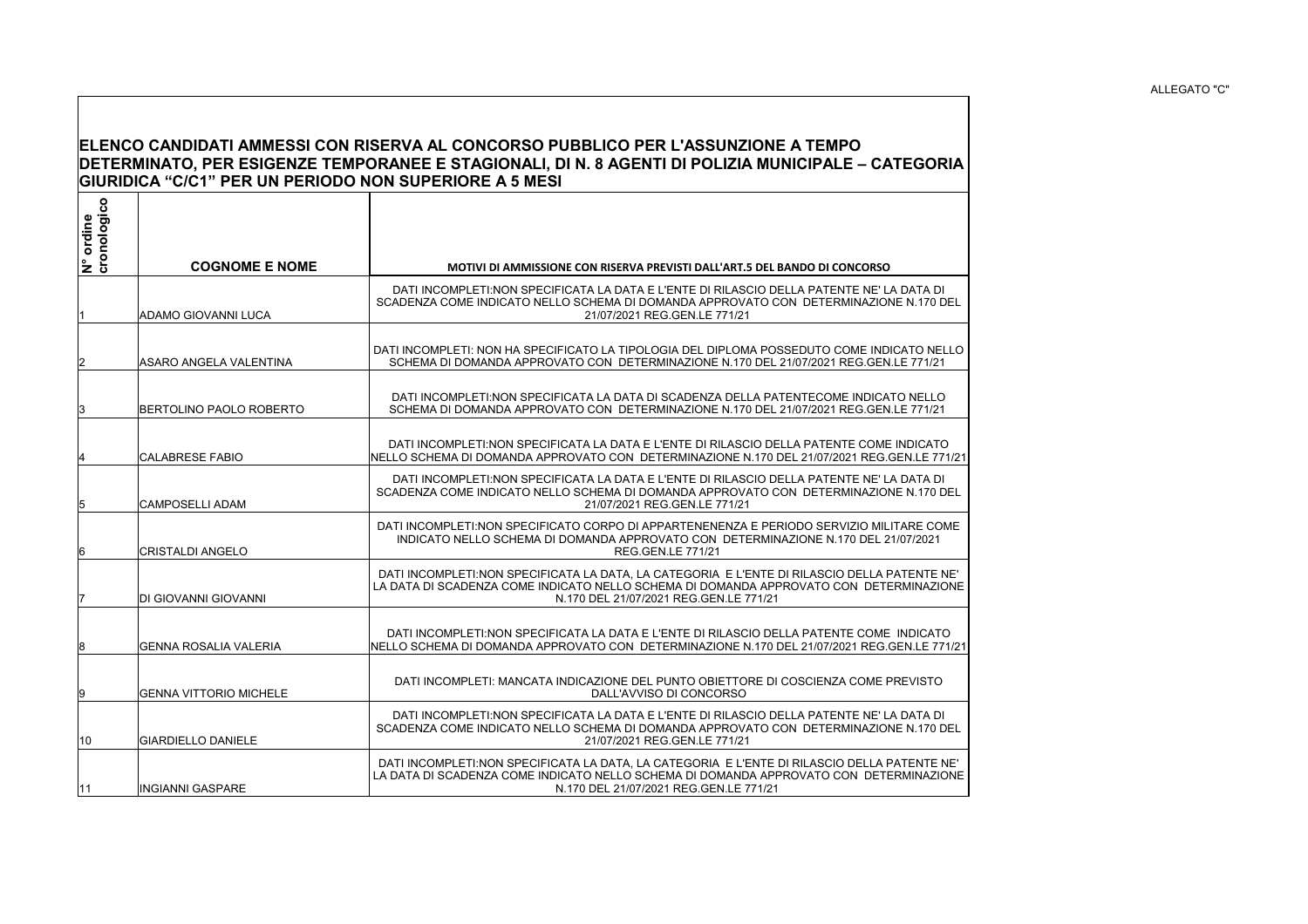ALLEGATO "C"

## ELENCO CANDIDATI AMMESSI CON RISERVA AL CONCORSO PUBBLICO PER L'ASSUNZIONE A TEMPO DETERMINATO, PER ESIGENZE TEMPORANEE E STAGIONALI, DI N. 8 AGENTI DI POLIZIA MUNICIPALE – CATEGORIA GIURIDICA "C/C1" PER UN PERIODO NON SUPERIORE A 5 MESI

| N° ordine cronologico | COGNOME E NOME | MOTIVI DI AMMISSIONE CON RISERVA PREVISTI DALL'ART.5 DEL BANDO DI CONCORSO |
|---|---|---|
| 1 | ADAMO GIOVANNI LUCA | DATI INCOMPLETI:NON SPECIFICATA LA DATA E L'ENTE DI RILASCIO DELLA PATENTE NE' LA DATA DI SCADENZA COME INDICATO NELLO SCHEMA DI DOMANDA APPROVATO CON DETERMINAZIONE N.170 DEL 21/07/2021 REG.GEN.LE 771/21 |
| 2 | ASARO ANGELA VALENTINA | DATI INCOMPLETI: NON HA SPECIFICATO LA TIPOLOGIA DEL DIPLOMA POSSEDUTO COME INDICATO NELLO SCHEMA DI DOMANDA APPROVATO CON DETERMINAZIONE N.170 DEL 21/07/2021 REG.GEN.LE 771/21 |
| 3 | BERTOLINO PAOLO ROBERTO | DATI INCOMPLETI:NON SPECIFICATA LA DATA DI SCADENZA DELLA PATENTECOME INDICATO NELLO SCHEMA DI DOMANDA APPROVATO CON DETERMINAZIONE N.170 DEL 21/07/2021 REG.GEN.LE 771/21 |
| 4 | CALABRESE FABIO | DATI INCOMPLETI:NON SPECIFICATA LA DATA E L'ENTE DI RILASCIO DELLA PATENTE COME INDICATO NELLO SCHEMA DI DOMANDA APPROVATO CON DETERMINAZIONE N.170 DEL 21/07/2021 REG.GEN.LE 771/21 |
| 5 | CAMPOSELLI ADAM | DATI INCOMPLETI:NON SPECIFICATA LA DATA E L'ENTE DI RILASCIO DELLA PATENTE NE' LA DATA DI SCADENZA COME INDICATO NELLO SCHEMA DI DOMANDA APPROVATO CON DETERMINAZIONE N.170 DEL 21/07/2021 REG.GEN.LE 771/21 |
| 6 | CRISTALDI ANGELO | DATI INCOMPLETI:NON SPECIFICATO CORPO DI APPARTENENENZA E PERIODO SERVIZIO MILITARE COME INDICATO NELLO SCHEMA DI DOMANDA APPROVATO CON DETERMINAZIONE N.170 DEL 21/07/2021 REG.GEN.LE 771/21 |
| 7 | DI GIOVANNI GIOVANNI | DATI INCOMPLETI:NON SPECIFICATA LA DATA, LA CATEGORIA E L'ENTE DI RILASCIO DELLA PATENTE NE' LA DATA DI SCADENZA COME INDICATO NELLO SCHEMA DI DOMANDA APPROVATO CON DETERMINAZIONE N.170 DEL 21/07/2021 REG.GEN.LE 771/21 |
| 8 | GENNA ROSALIA VALERIA | DATI INCOMPLETI:NON SPECIFICATA LA DATA E L'ENTE DI RILASCIO DELLA PATENTE COME INDICATO NELLO SCHEMA DI DOMANDA APPROVATO CON DETERMINAZIONE N.170 DEL 21/07/2021 REG.GEN.LE 771/21 |
| 9 | GENNA VITTORIO MICHELE | DATI INCOMPLETI: MANCATA INDICAZIONE DEL PUNTO OBIETTORE DI COSCIENZA COME PREVISTO DALL'AVVISO DI CONCORSO |
| 10 | GIARDIELLO DANIELE | DATI INCOMPLETI:NON SPECIFICATA LA DATA E L'ENTE DI RILASCIO DELLA PATENTE NE' LA DATA DI SCADENZA COME INDICATO NELLO SCHEMA DI DOMANDA APPROVATO CON DETERMINAZIONE N.170 DEL 21/07/2021 REG.GEN.LE 771/21 |
| 11 | INGIANNI GASPARE | DATI INCOMPLETI:NON SPECIFICATA LA DATA, LA CATEGORIA E L'ENTE DI RILASCIO DELLA PATENTE NE' LA DATA DI SCADENZA COME INDICATO NELLO SCHEMA DI DOMANDA APPROVATO CON DETERMINAZIONE N.170 DEL 21/07/2021 REG.GEN.LE 771/21 |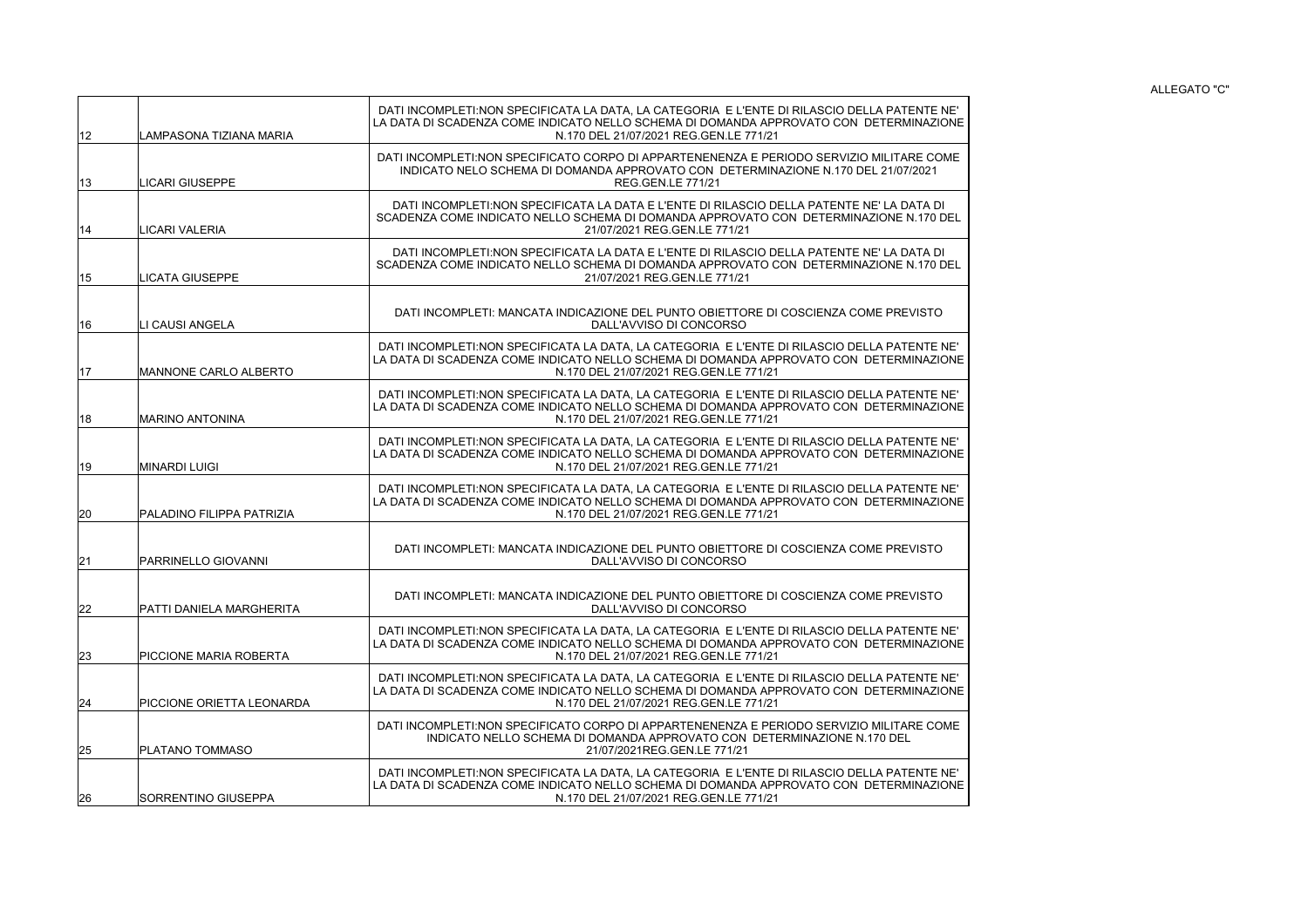ALLEGATO "C"

| | | |
|---|---|---|
| 12 | LAMPASONA TIZIANA MARIA | DATI INCOMPLETI:NON SPECIFICATA LA DATA, LA CATEGORIA E L'ENTE DI RILASCIO DELLA PATENTE NE' LA DATA DI SCADENZA COME INDICATO NELLO SCHEMA DI DOMANDA APPROVATO CON DETERMINAZIONE N.170 DEL 21/07/2021 REG.GEN.LE 771/21 |
| 13 | LICARI GIUSEPPE | DATI INCOMPLETI:NON SPECIFICATO CORPO DI APPARTENENENZA E PERIODO SERVIZIO MILITARE COME INDICATO NELO SCHEMA DI DOMANDA APPROVATO CON DETERMINAZIONE N.170 DEL 21/07/2021 REG.GEN.LE 771/21 |
| 14 | LICARI VALERIA | DATI INCOMPLETI:NON SPECIFICATA LA DATA E L'ENTE DI RILASCIO DELLA PATENTE NE' LA DATA DI SCADENZA COME INDICATO NELLO SCHEMA DI DOMANDA APPROVATO CON DETERMINAZIONE N.170 DEL 21/07/2021 REG.GEN.LE 771/21 |
| 15 | LICATA GIUSEPPE | DATI INCOMPLETI:NON SPECIFICATA LA DATA E L'ENTE DI RILASCIO DELLA PATENTE NE' LA DATA DI SCADENZA COME INDICATO NELLO SCHEMA DI DOMANDA APPROVATO CON DETERMINAZIONE N.170 DEL 21/07/2021 REG.GEN.LE 771/21 |
| 16 | LI CAUSI ANGELA | DATI INCOMPLETI: MANCATA INDICAZIONE DEL PUNTO OBIETTORE DI COSCIENZA COME PREVISTO DALL'AVVISO DI CONCORSO |
| 17 | MANNONE CARLO ALBERTO | DATI INCOMPLETI:NON SPECIFICATA LA DATA, LA CATEGORIA E L'ENTE DI RILASCIO DELLA PATENTE NE' LA DATA DI SCADENZA COME INDICATO NELLO SCHEMA DI DOMANDA APPROVATO CON DETERMINAZIONE N.170 DEL 21/07/2021 REG.GEN.LE 771/21 |
| 18 | MARINO ANTONINA | DATI INCOMPLETI:NON SPECIFICATA LA DATA, LA CATEGORIA E L'ENTE DI RILASCIO DELLA PATENTE NE' LA DATA DI SCADENZA COME INDICATO NELLO SCHEMA DI DOMANDA APPROVATO CON DETERMINAZIONE N.170 DEL 21/07/2021 REG.GEN.LE 771/21 |
| 19 | MINARDI LUIGI | DATI INCOMPLETI:NON SPECIFICATA LA DATA, LA CATEGORIA E L'ENTE DI RILASCIO DELLA PATENTE NE' LA DATA DI SCADENZA COME INDICATO NELLO SCHEMA DI DOMANDA APPROVATO CON DETERMINAZIONE N.170 DEL 21/07/2021 REG.GEN.LE 771/21 |
| 20 | PALADINO FILIPPA PATRIZIA | DATI INCOMPLETI:NON SPECIFICATA LA DATA, LA CATEGORIA E L'ENTE DI RILASCIO DELLA PATENTE NE' LA DATA DI SCADENZA COME INDICATO NELLO SCHEMA DI DOMANDA APPROVATO CON DETERMINAZIONE N.170 DEL 21/07/2021 REG.GEN.LE 771/21 |
| 21 | PARRINELLO GIOVANNI | DATI INCOMPLETI: MANCATA INDICAZIONE DEL PUNTO OBIETTORE DI COSCIENZA COME PREVISTO DALL'AVVISO DI CONCORSO |
| 22 | PATTI DANIELA MARGHERITA | DATI INCOMPLETI: MANCATA INDICAZIONE DEL PUNTO OBIETTORE DI COSCIENZA COME PREVISTO DALL'AVVISO DI CONCORSO |
| 23 | PICCIONE MARIA ROBERTA | DATI INCOMPLETI:NON SPECIFICATA LA DATA, LA CATEGORIA E L'ENTE DI RILASCIO DELLA PATENTE NE' LA DATA DI SCADENZA COME INDICATO NELLO SCHEMA DI DOMANDA APPROVATO CON DETERMINAZIONE N.170 DEL 21/07/2021 REG.GEN.LE 771/21 |
| 24 | PICCIONE ORIETTA LEONARDA | DATI INCOMPLETI:NON SPECIFICATA LA DATA, LA CATEGORIA E L'ENTE DI RILASCIO DELLA PATENTE NE' LA DATA DI SCADENZA COME INDICATO NELLO SCHEMA DI DOMANDA APPROVATO CON DETERMINAZIONE N.170 DEL 21/07/2021 REG.GEN.LE 771/21 |
| 25 | PLATANO TOMMASO | DATI INCOMPLETI:NON SPECIFICATO CORPO DI APPARTENENENZA E PERIODO SERVIZIO MILITARE COME INDICATO NELLO SCHEMA DI DOMANDA APPROVATO CON DETERMINAZIONE N.170 DEL 21/07/2021REG.GEN.LE 771/21 |
| 26 | SORRENTINO GIUSEPPA | DATI INCOMPLETI:NON SPECIFICATA LA DATA, LA CATEGORIA E L'ENTE DI RILASCIO DELLA PATENTE NE' LA DATA DI SCADENZA COME INDICATO NELLO SCHEMA DI DOMANDA APPROVATO CON DETERMINAZIONE N.170 DEL 21/07/2021 REG.GEN.LE 771/21 |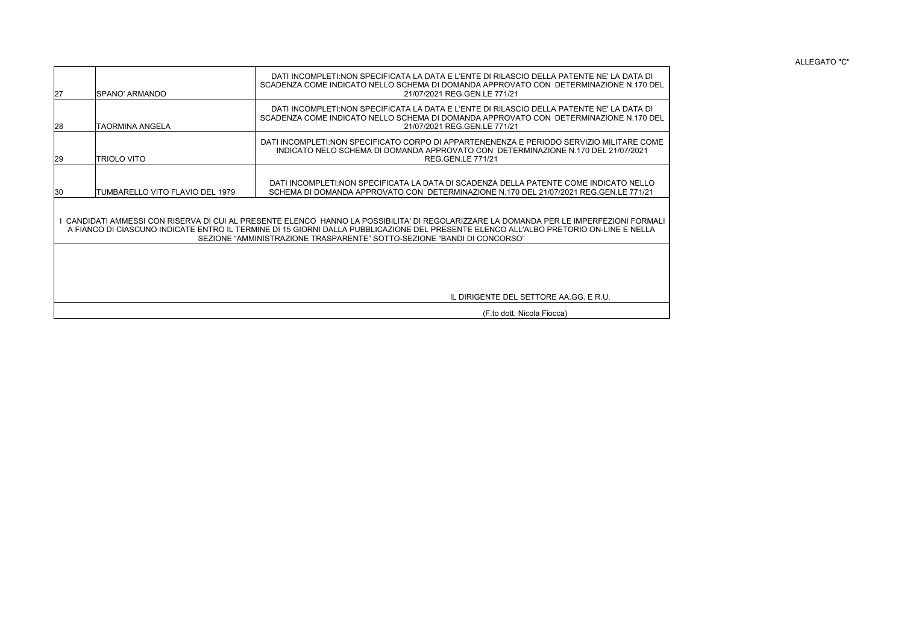ALLEGATO "C"

| | | |
|---|---|---|
| 27 | SPANO' ARMANDO | DATI INCOMPLETI:NON SPECIFICATA LA DATA E L'ENTE DI RILASCIO DELLA PATENTE NE' LA DATA DI SCADENZA COME INDICATO NELLO SCHEMA DI DOMANDA APPROVATO CON DETERMINAZIONE N.170 DEL 21/07/2021 REG.GEN.LE 771/21 |
| 28 | TAORMINA ANGELA | DATI INCOMPLETI:NON SPECIFICATA LA DATA E L'ENTE DI RILASCIO DELLA PATENTE NE' LA DATA DI SCADENZA COME INDICATO NELLO SCHEMA DI DOMANDA APPROVATO CON DETERMINAZIONE N.170 DEL 21/07/2021 REG.GEN.LE 771/21 |
| 29 | TRIOLO VITO | DATI INCOMPLETI:NON SPECIFICATO CORPO DI APPARTENENENZA E PERIODO SERVIZIO MILITARE COME INDICATO NELO SCHEMA DI DOMANDA APPROVATO CON DETERMINAZIONE N.170 DEL 21/07/2021 REG.GEN.LE 771/21 |
| 30 | TUMBARELLO VITO FLAVIO DEL 1979 | DATI INCOMPLETI:NON SPECIFICATA LA DATA DI SCADENZA DELLA PATENTE COME INDICATO NELLO SCHEMA DI DOMANDA APPROVATO CON DETERMINAZIONE N.170 DEL 21/07/2021 REG.GEN.LE 771/21 |

I CANDIDATI AMMESSI CON RISERVA DI CUI AL PRESENTE ELENCO HANNO LA POSSIBILITA' DI REGOLARIZZARE LA DOMANDA PER LE IMPERFEZIONI FORMALI A FIANCO DI CIASCUNO INDICATE ENTRO IL TERMINE DI 15 GIORNI DALLA PUBBLICAZIONE DEL PRESENTE ELENCO ALL'ALBO PRETORIO ON-LINE E NELLA SEZIONE "AMMINISTRAZIONE TRASPARENTE" SOTTO-SEZIONE "BANDI DI CONCORSO"

IL DIRIGENTE DEL SETTORE AA.GG. E R.U.

(F.to dott. Nicola Fiocca)